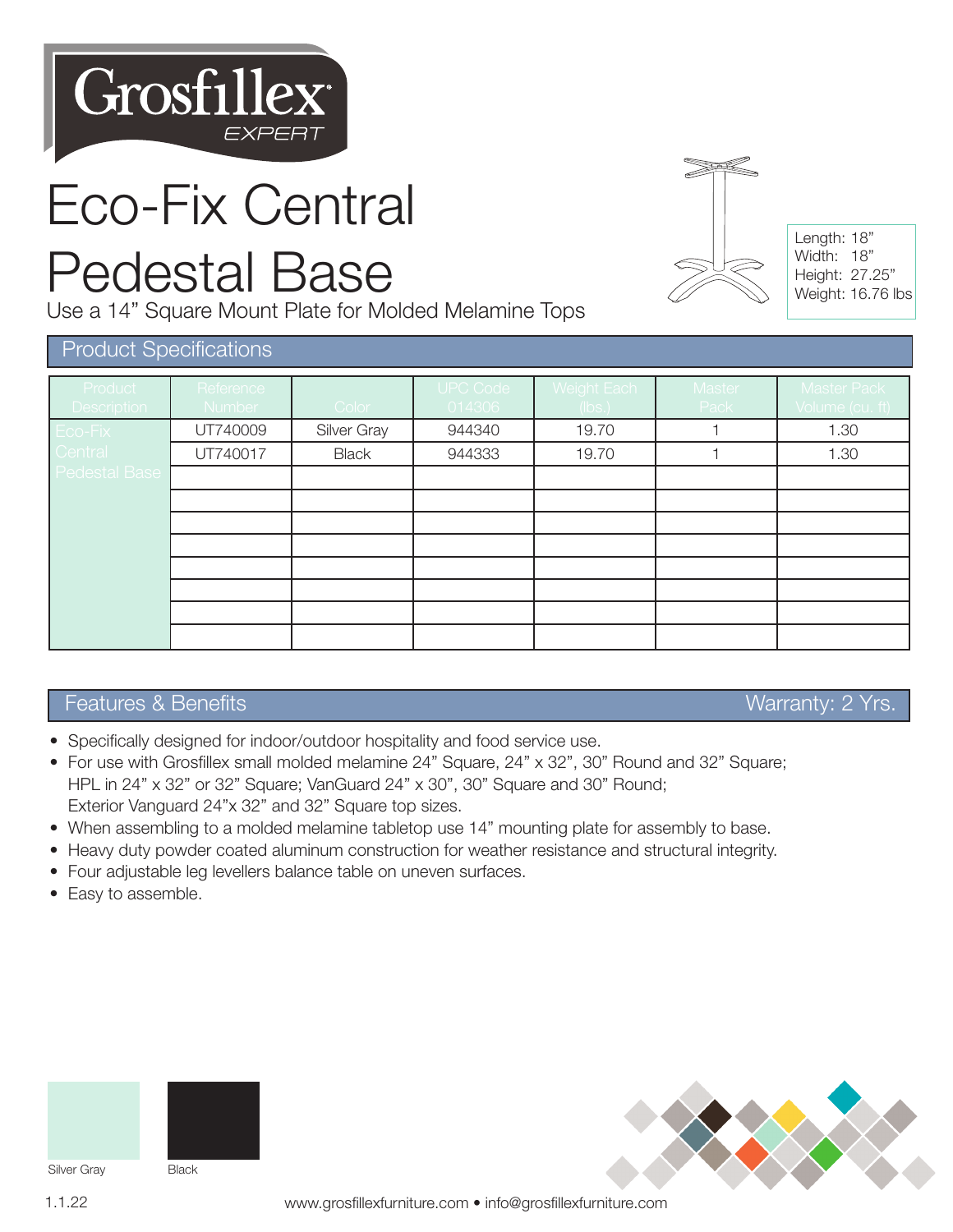Grosfillex EXPERT

# Eco-Fix Central Pedestal Base

Use a 14” Square Mount Plate for Molded Melamine Tops

Length: 18”
Width: 18”
Height: 27.25”
Weight: 16.76 lbs

## Product Specifications

| Product Description | Reference Number | Color | UPC Code 014306 | Weight Each (lbs.) | Master Pack | Master Pack Volume (cu. ft) |
|---|---|---|---|---|---|---|
| Eco-Fix Central Pedestal Base | UT740009 | Silver Gray | 944340 | 19.70 | 1 | 1.30 |
| | UT740017 | Black | 944333 | 19.70 | 1 | 1.30 |

## Features & Benefits

Warranty: 2 Yrs.

- Specifically designed for indoor/outdoor hospitality and food service use.
- For use with Grosfillex small molded melamine 24” Square, 24” x 32”, 30” Round and 32” Square; HPL in 24” x 32” or 32” Square; VanGuard 24” x 30”, 30” Square and 30” Round; Exterior Vanguard 24”x 32” and 32” Square top sizes.
- When assembling to a molded melamine tabletop use 14” mounting plate for assembly to base.
- Heavy duty powder coated aluminum construction for weather resistance and structural integrity.
- Four adjustable leg levellers balance table on uneven surfaces.
- Easy to assemble.

Silver Gray

Black

1.1.22

www.grosfillexfurniture.com • info@grosfillexfurniture.com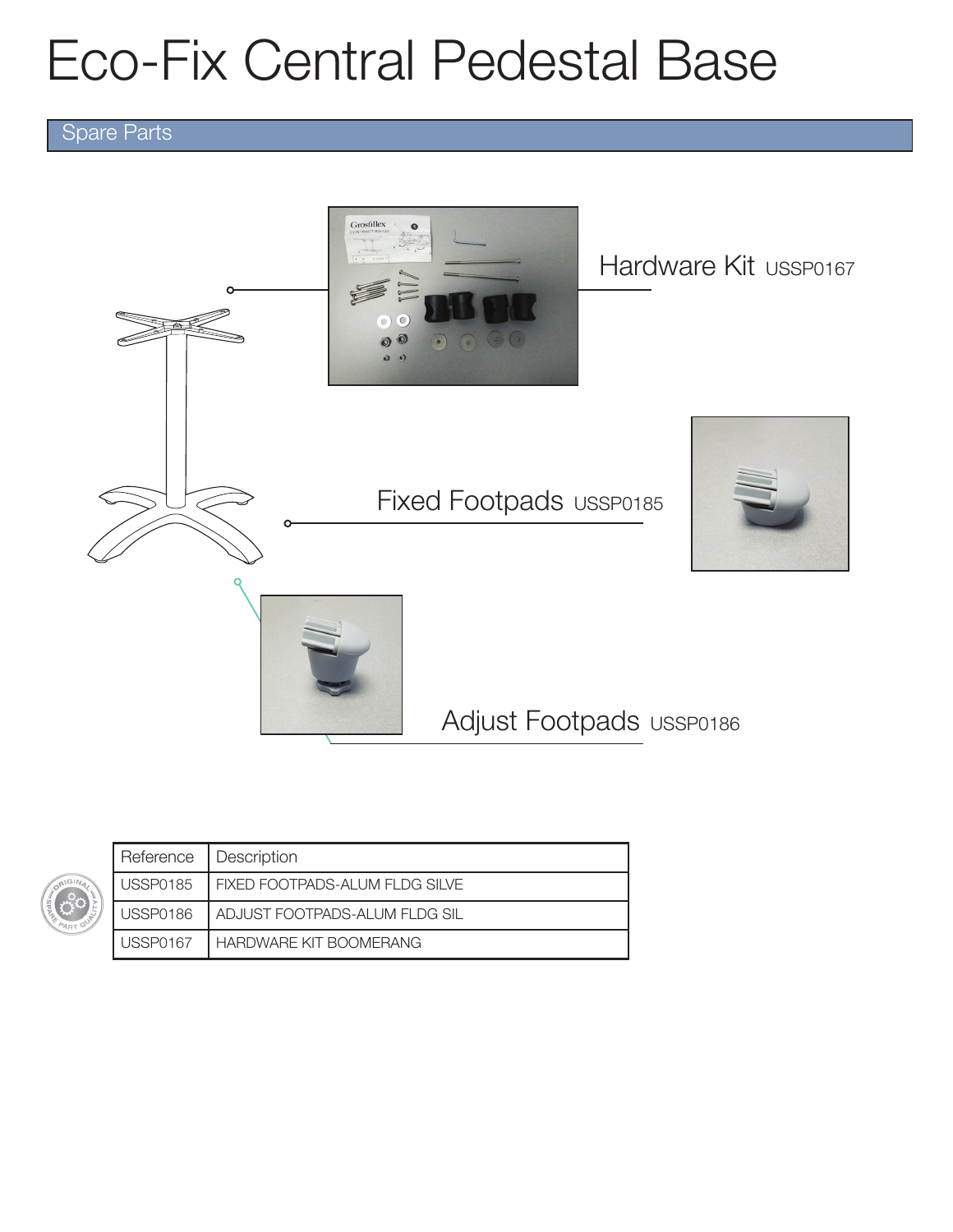# Eco-Fix Central Pedestal Base

## Spare Parts

Hardware Kit USSP0167

Fixed Footpads USSP0185

Adjust Footpads USSP0186

| Reference | Description |
|---|---|
| USSP0185 | FIXED FOOTPADS-ALUM FLDG SILVE |
| USSP0186 | ADJUST FOOTPADS-ALUM FLDG SIL |
| USSP0167 | HARDWARE KIT BOOMERANG |